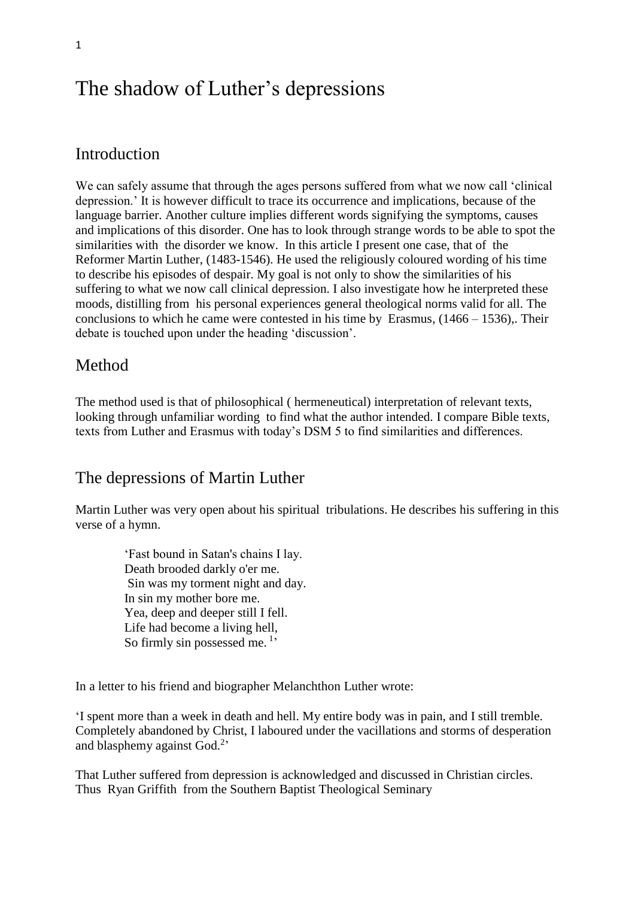# The shadow of Luther's depressions

## Introduction

We can safely assume that through the ages persons suffered from what we now call 'clinical depression.' It is however difficult to trace its occurrence and implications, because of the language barrier. Another culture implies different words signifying the symptoms, causes and implications of this disorder. One has to look through strange words to be able to spot the similarities with the disorder we know. In this article I present one case, that of the Reformer Martin Luther, (1483-1546). He used the religiously coloured wording of his time to describe his episodes of despair. My goal is not only to show the similarities of his suffering to what we now call clinical depression. I also investigate how he interpreted these moods, distilling from his personal experiences general theological norms valid for all. The conclusions to which he came were contested in his time by Erasmus, (1466 – 1536),. Their debate is touched upon under the heading 'discussion'.

## Method

The method used is that of philosophical ( hermeneutical) interpretation of relevant texts, looking through unfamiliar wording to find what the author intended. I compare Bible texts, texts from Luther and Erasmus with today's DSM 5 to find similarities and differences.

## The depressions of Martin Luther

Martin Luther was very open about his spiritual tribulations. He describes his suffering in this verse of a hymn.

> 'Fast bound in Satan's chains I lay.
> Death brooded darkly o'er me.
> Sin was my torment night and day.
> In sin my mother bore me.
> Yea, deep and deeper still I fell.
> Life had become a living hell,
> So firmly sin possessed me. [1]'

In a letter to his friend and biographer Melanchthon Luther wrote:

'I spent more than a week in death and hell. My entire body was in pain, and I still tremble. Completely abandoned by Christ, I laboured under the vacillations and storms of desperation and blasphemy against God.[2]'

That Luther suffered from depression is acknowledged and discussed in Christian circles. Thus Ryan Griffith from the Southern Baptist Theological Seminary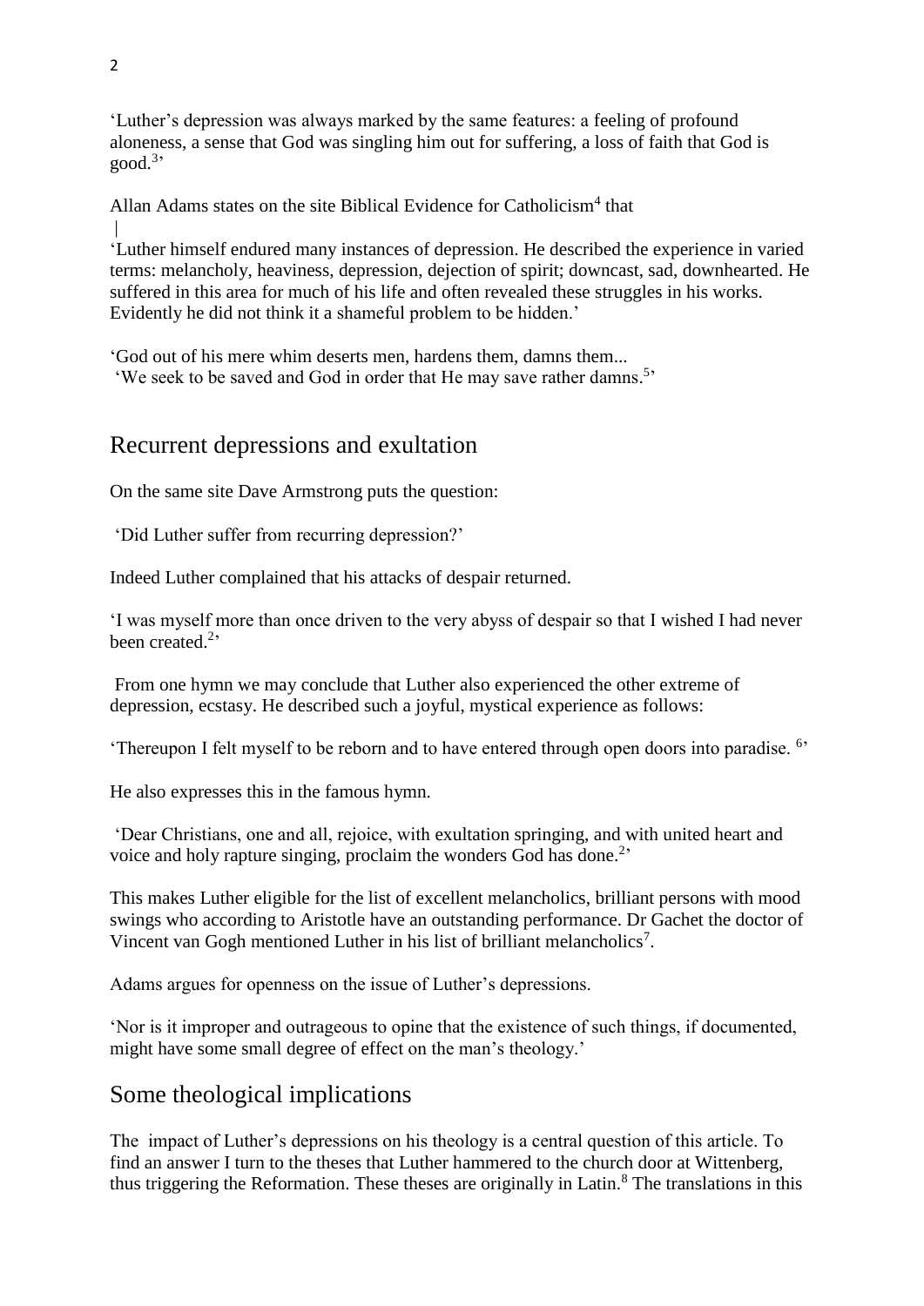'Luther's depression was always marked by the same features: a feeling of profound aloneness, a sense that God was singling him out for suffering, a loss of faith that God is good.[3]'

Allan Adams states on the site Biblical Evidence for Catholicism[4] that

|
'Luther himself endured many instances of depression. He described the experience in varied terms: melancholy, heaviness, depression, dejection of spirit; downcast, sad, downhearted. He suffered in this area for much of his life and often revealed these struggles in his works. Evidently he did not think it a shameful problem to be hidden.'

'God out of his mere whim deserts men, hardens them, damns them...
'We seek to be saved and God in order that He may save rather damns.[5]'

## Recurrent depressions and exultation

On the same site Dave Armstrong puts the question:

'Did Luther suffer from recurring depression?'

Indeed Luther complained that his attacks of despair returned.

'I was myself more than once driven to the very abyss of despair so that I wished I had never been created.[2]'

From one hymn we may conclude that Luther also experienced the other extreme of depression, ecstasy. He described such a joyful, mystical experience as follows:

'Thereupon I felt myself to be reborn and to have entered through open doors into paradise. [6]'

He also expresses this in the famous hymn.

'Dear Christians, one and all, rejoice, with exultation springing, and with united heart and voice and holy rapture singing, proclaim the wonders God has done.[2]'

This makes Luther eligible for the list of excellent melancholics, brilliant persons with mood swings who according to Aristotle have an outstanding performance. Dr Gachet the doctor of Vincent van Gogh mentioned Luther in his list of brilliant melancholics[7].

Adams argues for openness on the issue of Luther's depressions.

'Nor is it improper and outrageous to opine that the existence of such things, if documented, might have some small degree of effect on the man's theology.'

## Some theological implications

The impact of Luther's depressions on his theology is a central question of this article. To find an answer I turn to the theses that Luther hammered to the church door at Wittenberg, thus triggering the Reformation. These theses are originally in Latin.[8] The translations in this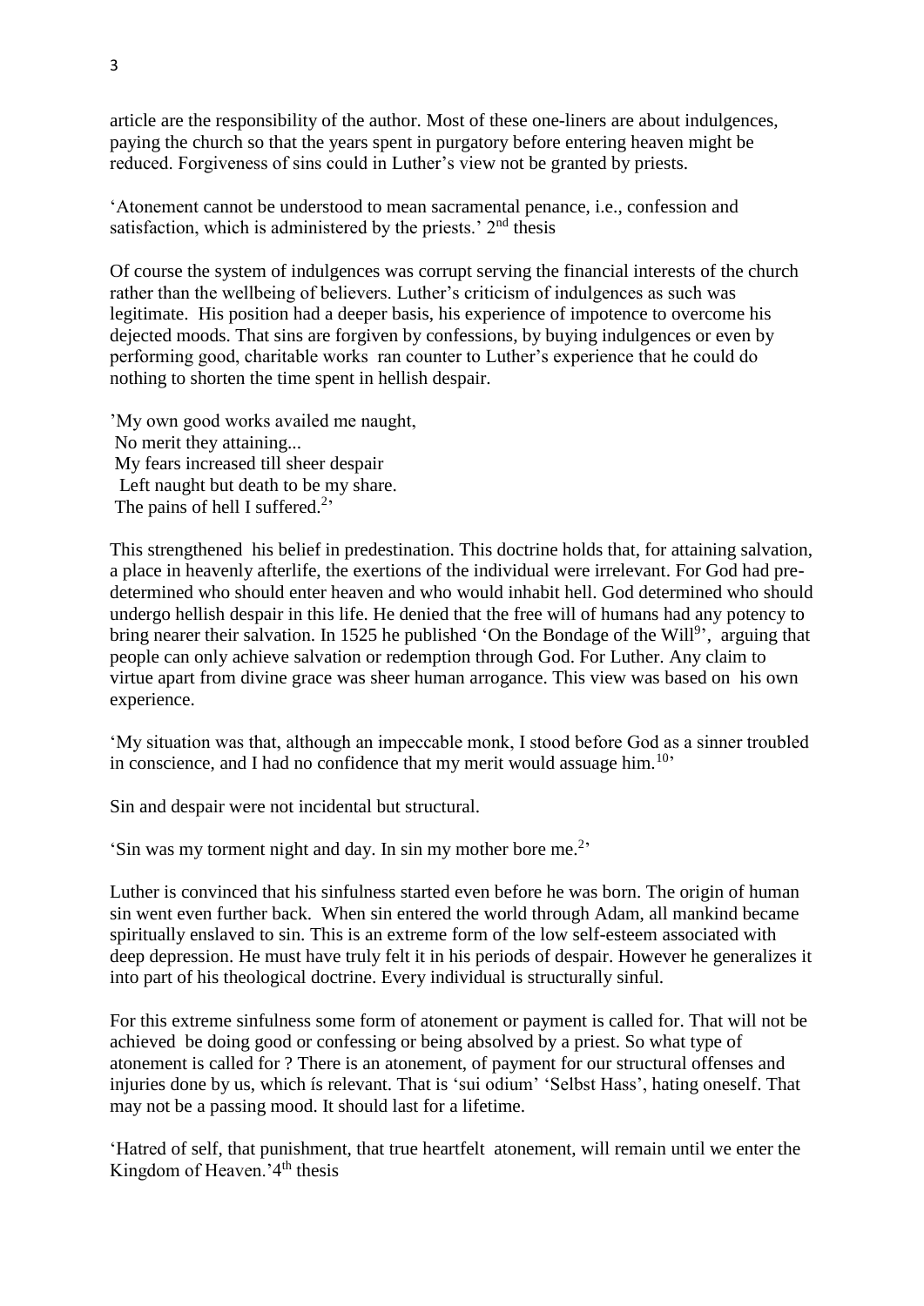article are the responsibility of the author. Most of these one-liners are about indulgences, paying the church so that the years spent in purgatory before entering heaven might be reduced. Forgiveness of sins could in Luther's view not be granted by priests.

'Atonement cannot be understood to mean sacramental penance, i.e., confession and satisfaction, which is administered by the priests.' 2nd thesis

Of course the system of indulgences was corrupt serving the financial interests of the church rather than the wellbeing of believers. Luther's criticism of indulgences as such was legitimate. His position had a deeper basis, his experience of impotence to overcome his dejected moods. That sins are forgiven by confessions, by buying indulgences or even by performing good, charitable works ran counter to Luther's experience that he could do nothing to shorten the time spent in hellish despair.

'My own good works availed me naught,
No merit they attaining...
My fears increased till sheer despair
Left naught but death to be my share.
The pains of hell I suffered.[2]'

This strengthened his belief in predestination. This doctrine holds that, for attaining salvation, a place in heavenly afterlife, the exertions of the individual were irrelevant. For God had pre-determined who should enter heaven and who would inhabit hell. God determined who should undergo hellish despair in this life. He denied that the free will of humans had any potency to bring nearer their salvation. In 1525 he published 'On the Bondage of the Will[9]', arguing that people can only achieve salvation or redemption through God. For Luther. Any claim to virtue apart from divine grace was sheer human arrogance. This view was based on his own experience.

'My situation was that, although an impeccable monk, I stood before God as a sinner troubled in conscience, and I had no confidence that my merit would assuage him.[10]'

Sin and despair were not incidental but structural.

'Sin was my torment night and day. In sin my mother bore me.[2]'

Luther is convinced that his sinfulness started even before he was born. The origin of human sin went even further back. When sin entered the world through Adam, all mankind became spiritually enslaved to sin. This is an extreme form of the low self-esteem associated with deep depression. He must have truly felt it in his periods of despair. However he generalizes it into part of his theological doctrine. Every individual is structurally sinful.

For this extreme sinfulness some form of atonement or payment is called for. That will not be achieved be doing good or confessing or being absolved by a priest. So what type of atonement is called for ? There is an atonement, of payment for our structural offenses and injuries done by us, which ís relevant. That is 'sui odium' 'Selbst Hass', hating oneself. That may not be a passing mood. It should last for a lifetime.

'Hatred of self, that punishment, that true heartfelt atonement, will remain until we enter the Kingdom of Heaven.' 4th thesis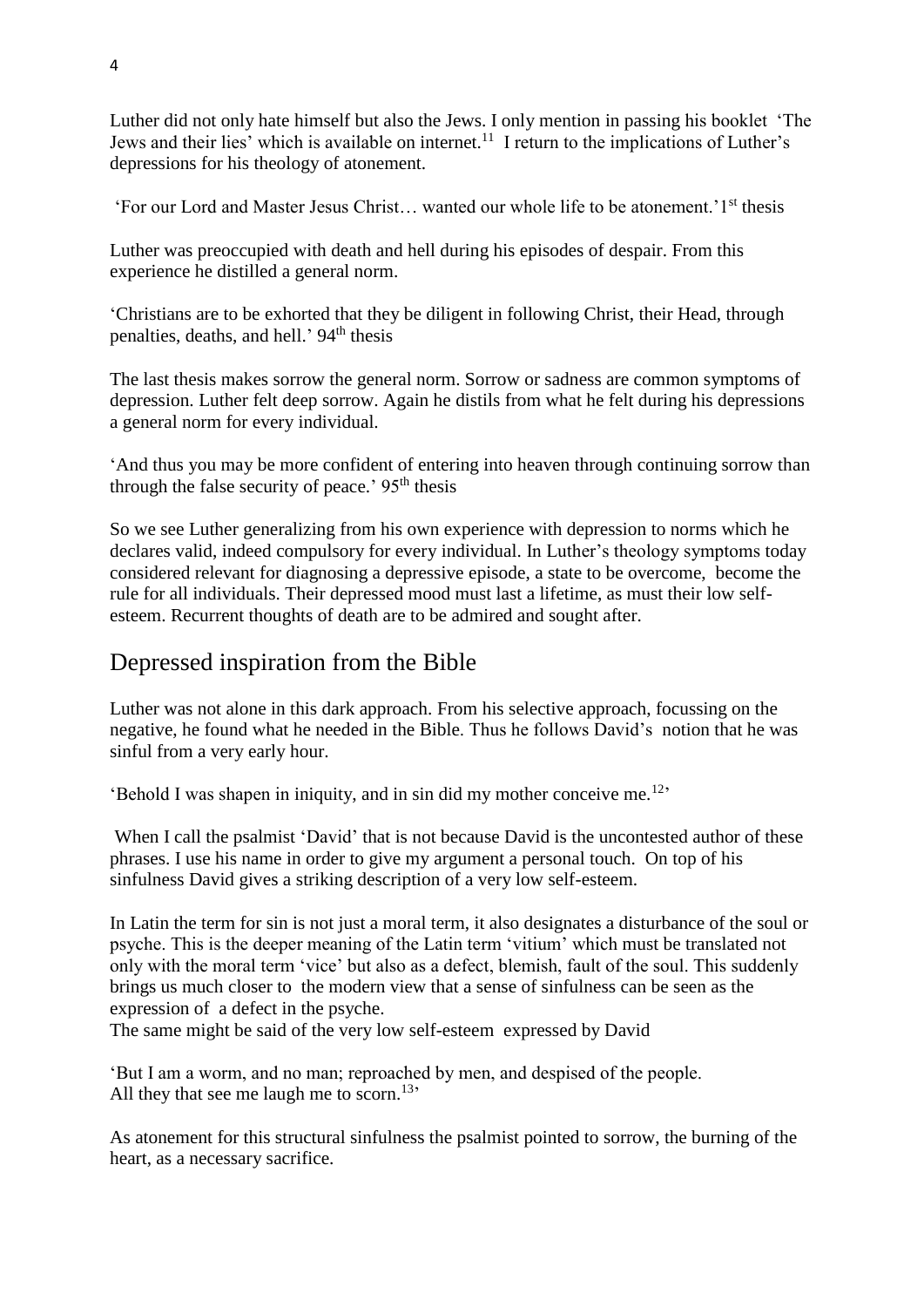Luther did not only hate himself but also the Jews. I only mention in passing his booklet 'The Jews and their lies' which is available on internet.[11] I return to the implications of Luther's depressions for his theology of atonement.

'For our Lord and Master Jesus Christ… wanted our whole life to be atonement.' 1st thesis

Luther was preoccupied with death and hell during his episodes of despair. From this experience he distilled a general norm.

'Christians are to be exhorted that they be diligent in following Christ, their Head, through penalties, deaths, and hell.' 94th thesis

The last thesis makes sorrow the general norm. Sorrow or sadness are common symptoms of depression. Luther felt deep sorrow. Again he distils from what he felt during his depressions a general norm for every individual.

'And thus you may be more confident of entering into heaven through continuing sorrow than through the false security of peace.' 95th thesis

So we see Luther generalizing from his own experience with depression to norms which he declares valid, indeed compulsory for every individual. In Luther's theology symptoms today considered relevant for diagnosing a depressive episode, a state to be overcome, become the rule for all individuals. Their depressed mood must last a lifetime, as must their low self-esteem. Recurrent thoughts of death are to be admired and sought after.

## Depressed inspiration from the Bible

Luther was not alone in this dark approach. From his selective approach, focussing on the negative, he found what he needed in the Bible. Thus he follows David's notion that he was sinful from a very early hour.

'Behold I was shapen in iniquity, and in sin did my mother conceive me.[12]'

When I call the psalmist 'David' that is not because David is the uncontested author of these phrases. I use his name in order to give my argument a personal touch. On top of his sinfulness David gives a striking description of a very low self-esteem.

In Latin the term for sin is not just a moral term, it also designates a disturbance of the soul or psyche. This is the deeper meaning of the Latin term 'vitium' which must be translated not only with the moral term 'vice' but also as a defect, blemish, fault of the soul. This suddenly brings us much closer to the modern view that a sense of sinfulness can be seen as the expression of a defect in the psyche.
The same might be said of the very low self-esteem expressed by David

'But I am a worm, and no man; reproached by men, and despised of the people.
All they that see me laugh me to scorn.[13]'

As atonement for this structural sinfulness the psalmist pointed to sorrow, the burning of the heart, as a necessary sacrifice.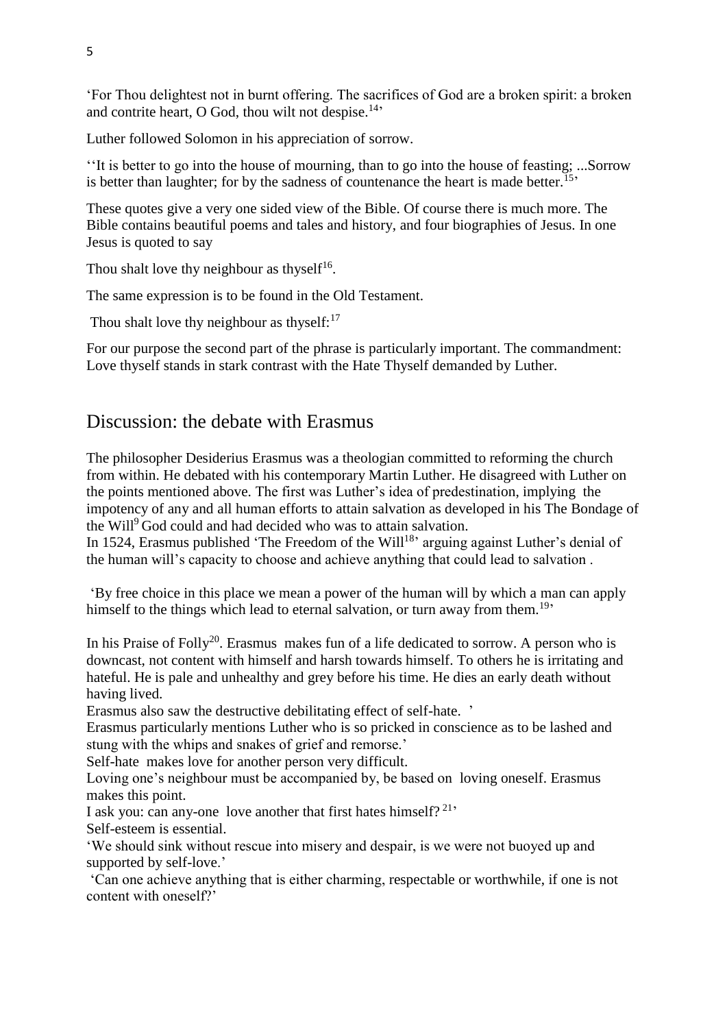'For Thou delightest not in burnt offering. The sacrifices of God are a broken spirit: a broken and contrite heart, O God, thou wilt not despise.[14]'

Luther followed Solomon in his appreciation of sorrow.

''It is better to go into the house of mourning, than to go into the house of feasting; ...Sorrow is better than laughter; for by the sadness of countenance the heart is made better.[15]'

These quotes give a very one sided view of the Bible. Of course there is much more. The Bible contains beautiful poems and tales and history, and four biographies of Jesus. In one Jesus is quoted to say

Thou shalt love thy neighbour as thyself[16].

The same expression is to be found in the Old Testament.

Thou shalt love thy neighbour as thyself:[17]

For our purpose the second part of the phrase is particularly important. The commandment: Love thyself stands in stark contrast with the Hate Thyself demanded by Luther.

## Discussion: the debate with Erasmus

The philosopher Desiderius Erasmus was a theologian committed to reforming the church from within. He debated with his contemporary Martin Luther. He disagreed with Luther on the points mentioned above. The first was Luther's idea of predestination, implying the impotency of any and all human efforts to attain salvation as developed in his The Bondage of the Will[9] God could and had decided who was to attain salvation.
In 1524, Erasmus published 'The Freedom of the Will[18]' arguing against Luther's denial of the human will's capacity to choose and achieve anything that could lead to salvation .

'By free choice in this place we mean a power of the human will by which a man can apply himself to the things which lead to eternal salvation, or turn away from them.[19]'

In his Praise of Folly[20]. Erasmus makes fun of a life dedicated to sorrow. A person who is downcast, not content with himself and harsh towards himself. To others he is irritating and hateful. He is pale and unhealthy and grey before his time. He dies an early death without having lived.
Erasmus also saw the destructive debilitating effect of self-hate. '
Erasmus particularly mentions Luther who is so pricked in conscience as to be lashed and stung with the whips and snakes of grief and remorse.'
Self-hate makes love for another person very difficult.
Loving one's neighbour must be accompanied by, be based on loving oneself. Erasmus makes this point.
I ask you: can any-one love another that first hates himself? [21]'
Self-esteem is essential.
'We should sink without rescue into misery and despair, is we were not buoyed up and supported by self-love.'
'Can one achieve anything that is either charming, respectable or worthwhile, if one is not content with oneself?'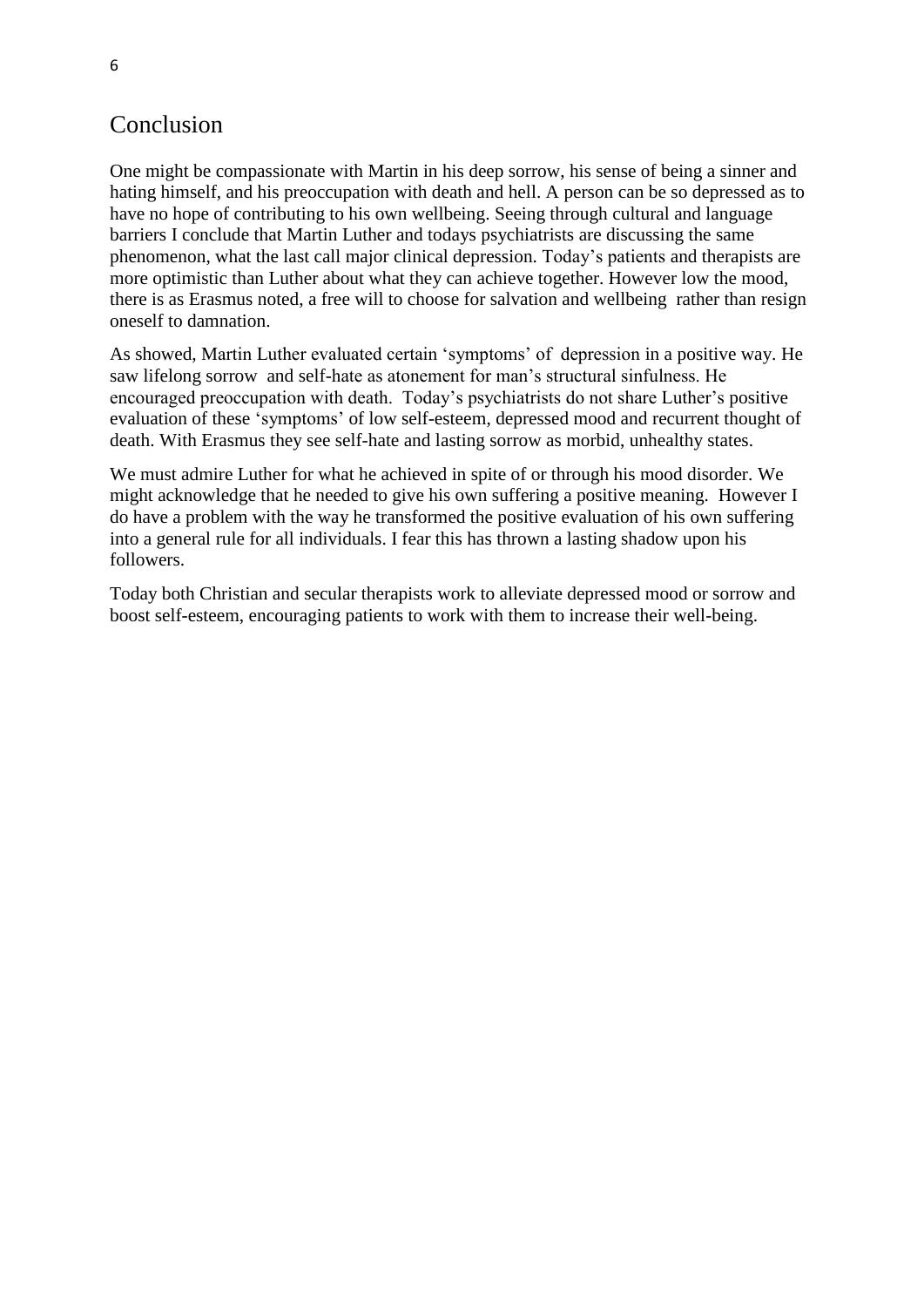## Conclusion

One might be compassionate with Martin in his deep sorrow, his sense of being a sinner and hating himself, and his preoccupation with death and hell. A person can be so depressed as to have no hope of contributing to his own wellbeing. Seeing through cultural and language barriers I conclude that Martin Luther and todays psychiatrists are discussing the same phenomenon, what the last call major clinical depression. Today's patients and therapists are more optimistic than Luther about what they can achieve together. However low the mood, there is as Erasmus noted, a free will to choose for salvation and wellbeing rather than resign oneself to damnation.

As showed, Martin Luther evaluated certain 'symptoms' of depression in a positive way. He saw lifelong sorrow and self-hate as atonement for man's structural sinfulness. He encouraged preoccupation with death. Today's psychiatrists do not share Luther's positive evaluation of these 'symptoms' of low self-esteem, depressed mood and recurrent thought of death. With Erasmus they see self-hate and lasting sorrow as morbid, unhealthy states.

We must admire Luther for what he achieved in spite of or through his mood disorder. We might acknowledge that he needed to give his own suffering a positive meaning. However I do have a problem with the way he transformed the positive evaluation of his own suffering into a general rule for all individuals. I fear this has thrown a lasting shadow upon his followers.

Today both Christian and secular therapists work to alleviate depressed mood or sorrow and boost self-esteem, encouraging patients to work with them to increase their well-being.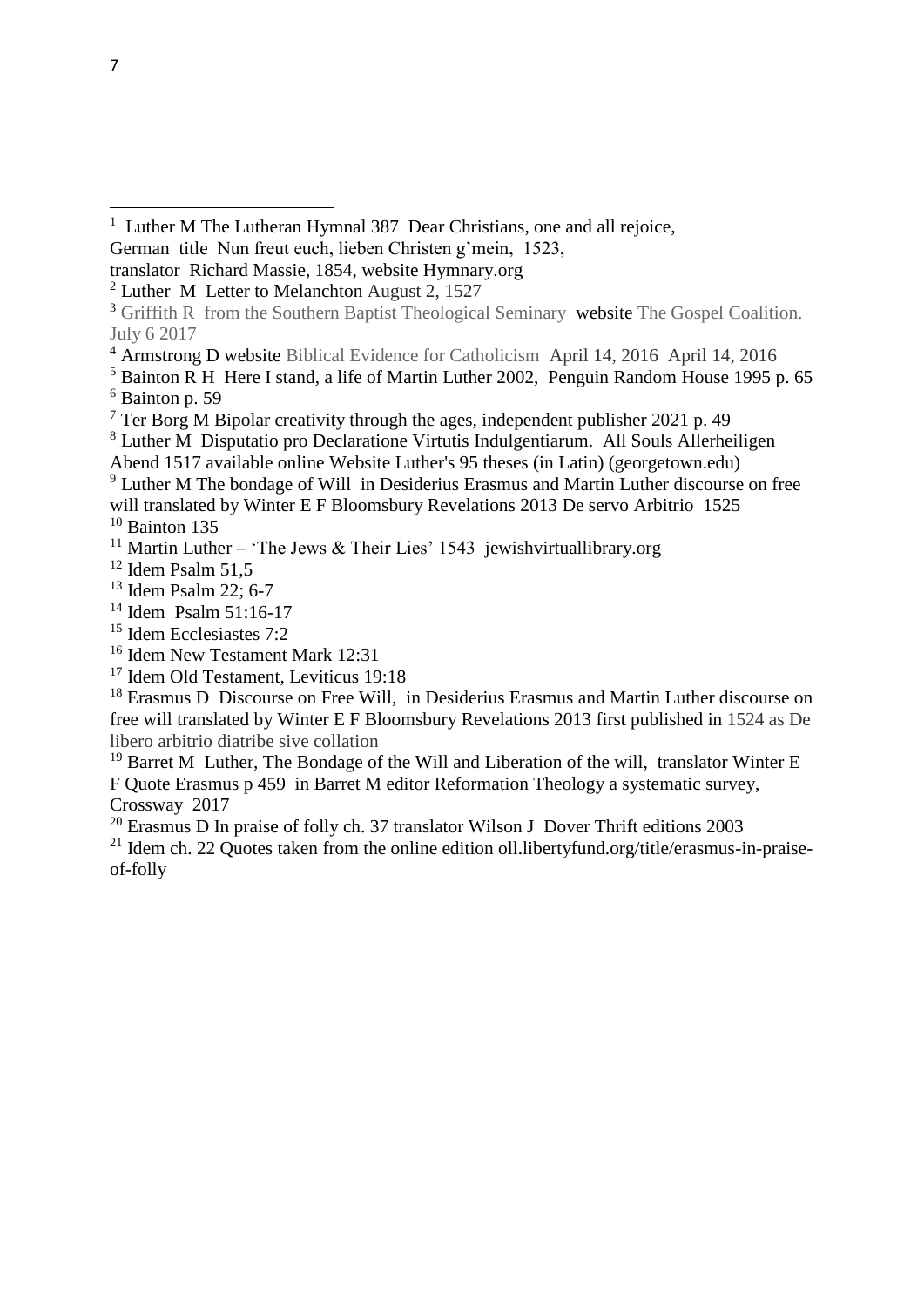[1] Luther M The Lutheran Hymnal 387 Dear Christians, one and all rejoice, German title Nun freut euch, lieben Christen g'mein, 1523, translator Richard Massie, 1854, website Hymnary.org

[2] Luther M Letter to Melanchton August 2, 1527

[3] Griffith R from the Southern Baptist Theological Seminary website The Gospel Coalition. July 6 2017

[4] Armstrong D website Biblical Evidence for Catholicism April 14, 2016 April 14, 2016

[5] Bainton R H Here I stand, a life of Martin Luther 2002, Penguin Random House 1995 p. 65

[6] Bainton p. 59

[7] Ter Borg M Bipolar creativity through the ages, independent publisher 2021 p. 49

[8] Luther M Disputatio pro Declaratione Virtutis Indulgentiarum. All Souls Allerheiligen Abend 1517 available online Website Luther's 95 theses (in Latin) (georgetown.edu)

[9] Luther M The bondage of Will in Desiderius Erasmus and Martin Luther discourse on free will translated by Winter E F Bloomsbury Revelations 2013 De servo Arbitrio 1525

[10] Bainton 135

[11] Martin Luther – 'The Jews & Their Lies' 1543 jewishvirtuallibrary.org

[12] Idem Psalm 51,5

[13] Idem Psalm 22; 6-7

[14] Idem Psalm 51:16-17

[15] Idem Ecclesiastes 7:2

[16] Idem New Testament Mark 12:31

[17] Idem Old Testament, Leviticus 19:18

[18] Erasmus D Discourse on Free Will, in Desiderius Erasmus and Martin Luther discourse on free will translated by Winter E F Bloomsbury Revelations 2013 first published in 1524 as De libero arbitrio diatribe sive collation

[19] Barret M Luther, The Bondage of the Will and Liberation of the will, translator Winter E F Quote Erasmus p 459 in Barret M editor Reformation Theology a systematic survey, Crossway 2017

[20] Erasmus D In praise of folly ch. 37 translator Wilson J Dover Thrift editions 2003

[21] Idem ch. 22 Quotes taken from the online edition oll.libertyfund.org/title/erasmus-in-praise-of-folly